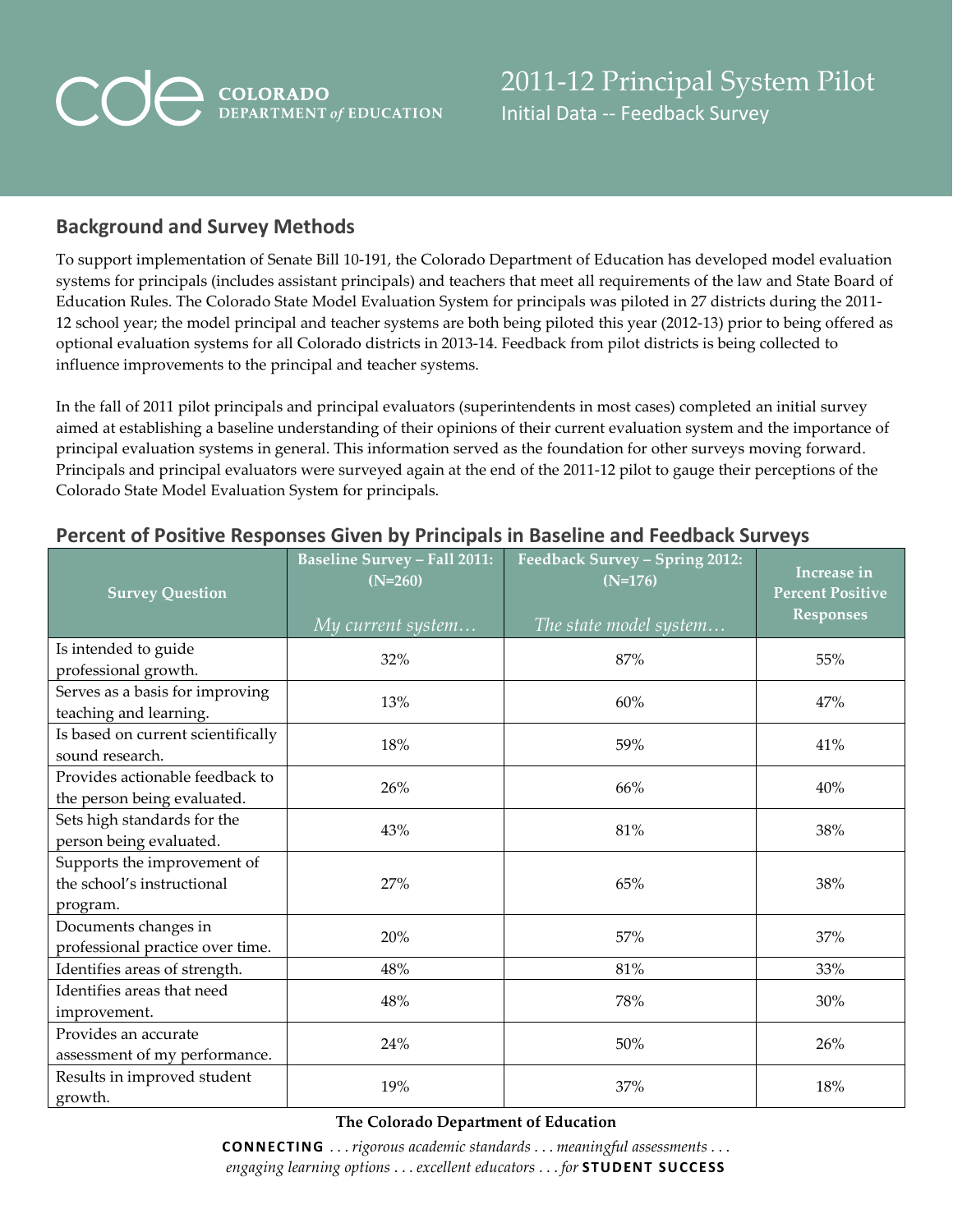# 2011-12 Principal System Pilot

Initial Data -- Feedback Survey

## Background and Survey Methods

To support implementation of Senate Bill 10-191, the Colorado Department of Education has developed model evaluation systems for principals (includes assistant principals) and teachers that meet all requirements of the law and State Board of Education Rules. The Colorado State Model Evaluation System for principals was piloted in 27 districts during the 2011-12 school year; the model principal and teacher systems are both being piloted this year (2012-13) prior to being offered as optional evaluation systems for all Colorado districts in 2013-14. Feedback from pilot districts is being collected to influence improvements to the principal and teacher systems.

In the fall of 2011 pilot principals and principal evaluators (superintendents in most cases) completed an initial survey aimed at establishing a baseline understanding of their opinions of their current evaluation system and the importance of principal evaluation systems in general. This information served as the foundation for other surveys moving forward. Principals and principal evaluators were surveyed again at the end of the 2011-12 pilot to gauge their perceptions of the Colorado State Model Evaluation System for principals.

## Percent of Positive Responses Given by Principals in Baseline and Feedback Surveys

| Survey Question | Baseline Survey – Fall 2011: (N=260) *My current system…* | Feedback Survey – Spring 2012: (N=176) *The state model system…* | Increase in Percent Positive Responses |
|---|---|---|---|
| Is intended to guide professional growth. | 32% | 87% | 55% |
| Serves as a basis for improving teaching and learning. | 13% | 60% | 47% |
| Is based on current scientifically sound research. | 18% | 59% | 41% |
| Provides actionable feedback to the person being evaluated. | 26% | 66% | 40% |
| Sets high standards for the person being evaluated. | 43% | 81% | 38% |
| Supports the improvement of the school's instructional program. | 27% | 65% | 38% |
| Documents changes in professional practice over time. | 20% | 57% | 37% |
| Identifies areas of strength. | 48% | 81% | 33% |
| Identifies areas that need improvement. | 48% | 78% | 30% |
| Provides an accurate assessment of my performance. | 24% | 50% | 26% |
| Results in improved student growth. | 19% | 37% | 18% |

**The Colorado Department of Education**

**CONNECTING** . . . *rigorous academic standards . . . meaningful assessments . . . engaging learning options . . . excellent educators . . . for* **STUDENT SUCCESS**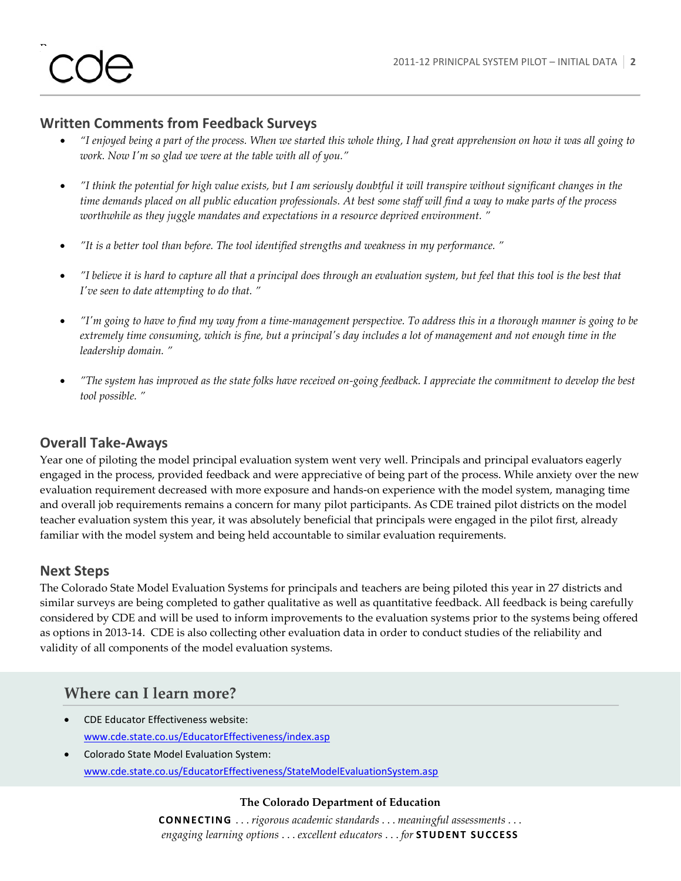## Written Comments from Feedback Surveys

- *"I enjoyed being a part of the process. When we started this whole thing, I had great apprehension on how it was all going to work. Now I'm so glad we were at the table with all of you."*

- *"I think the potential for high value exists, but I am seriously doubtful it will transpire without significant changes in the time demands placed on all public education professionals. At best some staff will find a way to make parts of the process worthwhile as they juggle mandates and expectations in a resource deprived environment. "*

- *"It is a better tool than before. The tool identified strengths and weakness in my performance. "*

- *"I believe it is hard to capture all that a principal does through an evaluation system, but feel that this tool is the best that I've seen to date attempting to do that. "*

- *"I'm going to have to find my way from a time-management perspective. To address this in a thorough manner is going to be extremely time consuming, which is fine, but a principal's day includes a lot of management and not enough time in the leadership domain. "*

- *"The system has improved as the state folks have received on-going feedback. I appreciate the commitment to develop the best tool possible. "*

## Overall Take-Aways

Year one of piloting the model principal evaluation system went very well. Principals and principal evaluators eagerly engaged in the process, provided feedback and were appreciative of being part of the process. While anxiety over the new evaluation requirement decreased with more exposure and hands-on experience with the model system, managing time and overall job requirements remains a concern for many pilot participants. As CDE trained pilot districts on the model teacher evaluation system this year, it was absolutely beneficial that principals were engaged in the pilot first, already familiar with the model system and being held accountable to similar evaluation requirements.

## Next Steps

The Colorado State Model Evaluation Systems for principals and teachers are being piloted this year in 27 districts and similar surveys are being completed to gather qualitative as well as quantitative feedback. All feedback is being carefully considered by CDE and will be used to inform improvements to the evaluation systems prior to the systems being offered as options in 2013-14. CDE is also collecting other evaluation data in order to conduct studies of the reliability and validity of all components of the model evaluation systems.

## Where can I learn more?

- CDE Educator Effectiveness website: www.cde.state.co.us/EducatorEffectiveness/index.asp
- Colorado State Model Evaluation System: www.cde.state.co.us/EducatorEffectiveness/StateModelEvaluationSystem.asp

**The Colorado Department of Education**

**CONNECTING** *. . . rigorous academic standards . . . meaningful assessments . . . engaging learning options . . . excellent educators . . . for* **STUDENT SUCCESS**